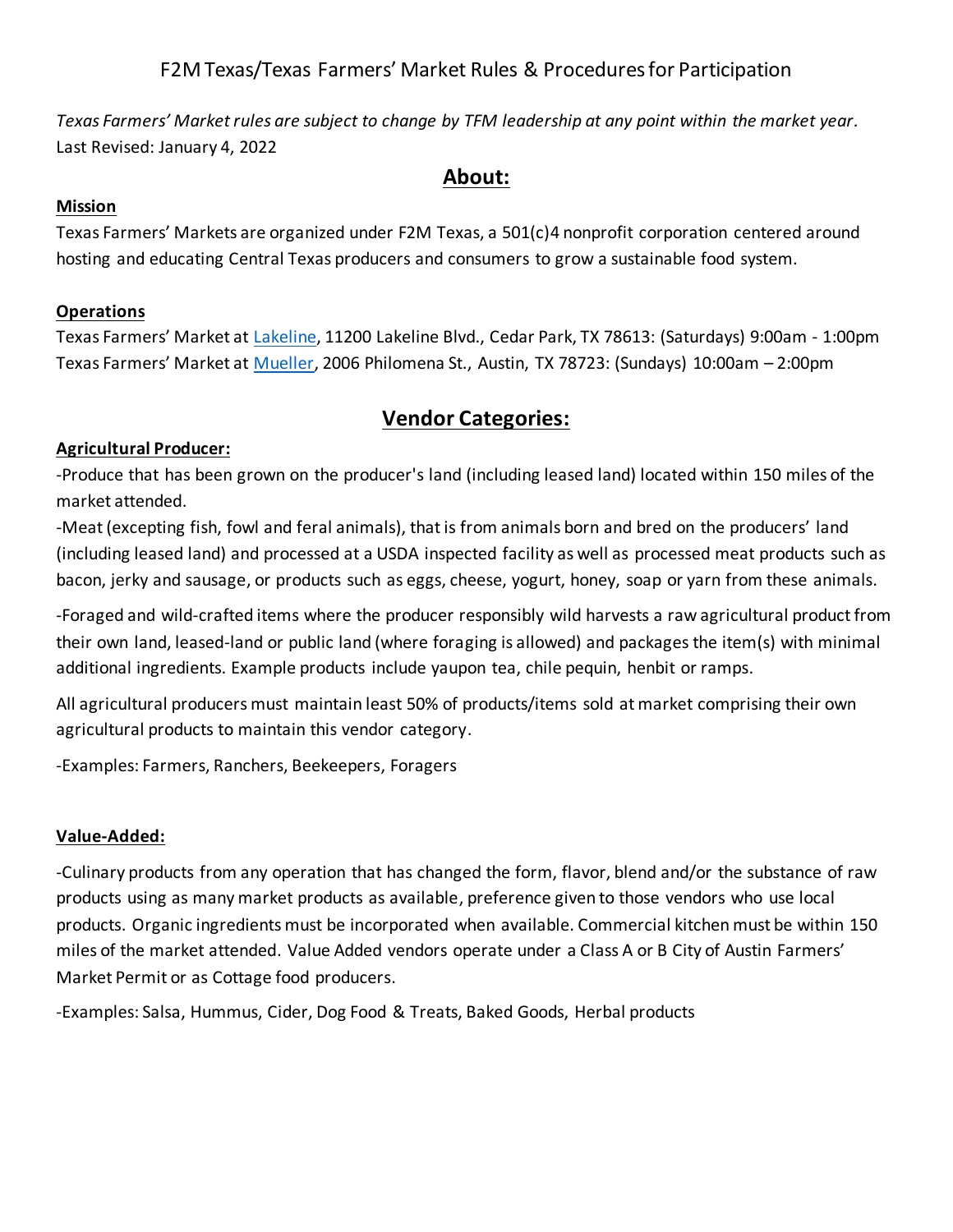# F2M Texas/Texas Farmers' Market Rules & Procedures for Participation

*Texas Farmers' Market rules are subject to change by TFM leadership at any point within the market year.*
Last Revised: January 4, 2022

## About:

### Mission

Texas Farmers' Markets are organized under F2M Texas, a 501(c)4 nonprofit corporation centered around hosting and educating Central Texas producers and consumers to grow a sustainable food system.

### Operations

Texas Farmers' Market at Lakeline, 11200 Lakeline Blvd., Cedar Park, TX 78613: (Saturdays) 9:00am - 1:00pm
Texas Farmers' Market at Mueller, 2006 Philomena St., Austin, TX 78723: (Sundays) 10:00am – 2:00pm

## Vendor Categories:

### Agricultural Producer:

-Produce that has been grown on the producer's land (including leased land) located within 150 miles of the market attended.

-Meat (excepting fish, fowl and feral animals), that is from animals born and bred on the producers' land (including leased land) and processed at a USDA inspected facility as well as processed meat products such as bacon, jerky and sausage, or products such as eggs, cheese, yogurt, honey, soap or yarn from these animals.

-Foraged and wild-crafted items where the producer responsibly wild harvests a raw agricultural product from their own land, leased-land or public land (where foraging is allowed) and packages the item(s) with minimal additional ingredients. Example products include yaupon tea, chile pequin, henbit or ramps.

All agricultural producers must maintain least 50% of products/items sold at market comprising their own agricultural products to maintain this vendor category.

-Examples: Farmers, Ranchers, Beekeepers, Foragers

### Value-Added:

-Culinary products from any operation that has changed the form, flavor, blend and/or the substance of raw products using as many market products as available, preference given to those vendors who use local products. Organic ingredients must be incorporated when available. Commercial kitchen must be within 150 miles of the market attended. Value Added vendors operate under a Class A or B City of Austin Farmers' Market Permit or as Cottage food producers.

-Examples: Salsa, Hummus, Cider, Dog Food & Treats, Baked Goods, Herbal products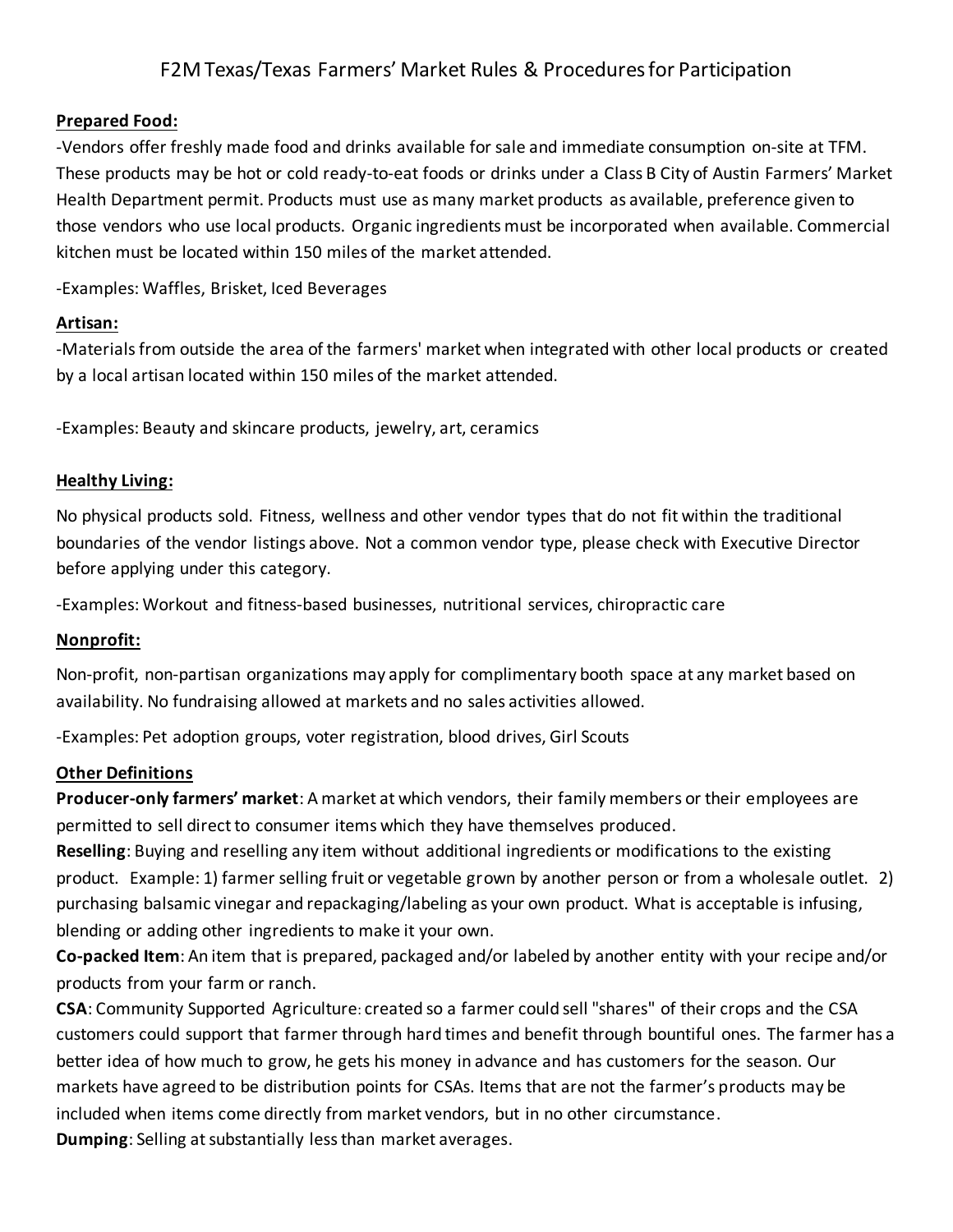# F2M Texas/Texas Farmers' Market Rules & Procedures for Participation

**Prepared Food:**

-Vendors offer freshly made food and drinks available for sale and immediate consumption on-site at TFM. These products may be hot or cold ready-to-eat foods or drinks under a Class B City of Austin Farmers' Market Health Department permit. Products must use as many market products as available, preference given to those vendors who use local products. Organic ingredients must be incorporated when available. Commercial kitchen must be located within 150 miles of the market attended.

-Examples: Waffles, Brisket, Iced Beverages

**Artisan:**

-Materials from outside the area of the farmers' market when integrated with other local products or created by a local artisan located within 150 miles of the market attended.

-Examples: Beauty and skincare products, jewelry, art, ceramics

**Healthy Living:**

No physical products sold. Fitness, wellness and other vendor types that do not fit within the traditional boundaries of the vendor listings above. Not a common vendor type, please check with Executive Director before applying under this category.

-Examples: Workout and fitness-based businesses, nutritional services, chiropractic care

**Nonprofit:**

Non-profit, non-partisan organizations may apply for complimentary booth space at any market based on availability. No fundraising allowed at markets and no sales activities allowed.

-Examples: Pet adoption groups, voter registration, blood drives, Girl Scouts

**Other Definitions**

**Producer-only farmers' market**: A market at which vendors, their family members or their employees are permitted to sell direct to consumer items which they have themselves produced.

**Reselling**: Buying and reselling any item without additional ingredients or modifications to the existing product. Example: 1) farmer selling fruit or vegetable grown by another person or from a wholesale outlet. 2) purchasing balsamic vinegar and repackaging/labeling as your own product. What is acceptable is infusing, blending or adding other ingredients to make it your own.

**Co-packed Item**: An item that is prepared, packaged and/or labeled by another entity with your recipe and/or products from your farm or ranch.

**CSA**: Community Supported Agriculture: created so a farmer could sell "shares" of their crops and the CSA customers could support that farmer through hard times and benefit through bountiful ones. The farmer has a better idea of how much to grow, he gets his money in advance and has customers for the season. Our markets have agreed to be distribution points for CSAs. Items that are not the farmer's products may be included when items come directly from market vendors, but in no other circumstance.

**Dumping**: Selling at substantially less than market averages.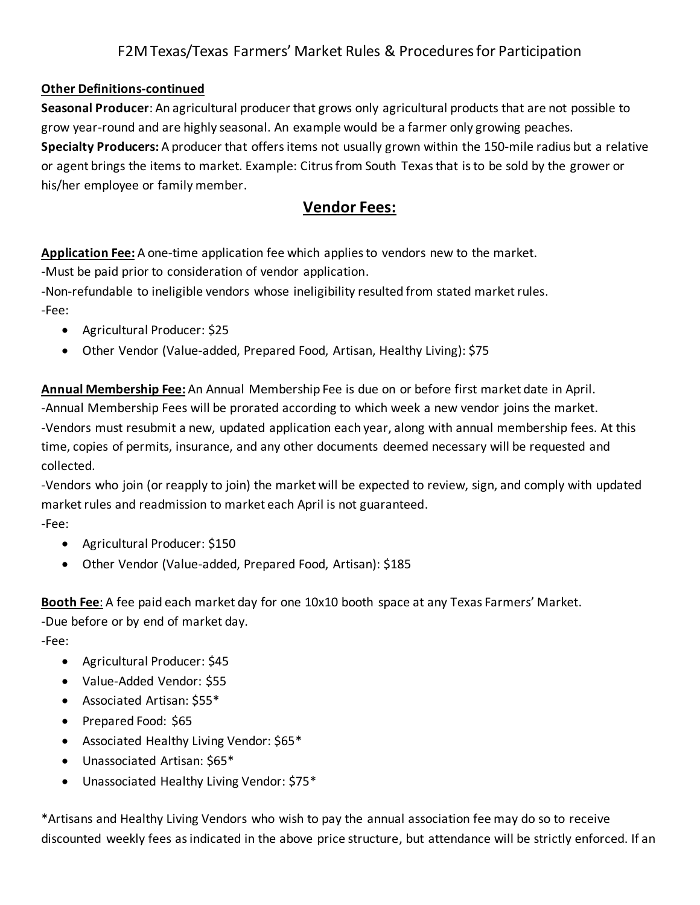**Other Definitions-continued**

**Seasonal Producer**: An agricultural producer that grows only agricultural products that are not possible to grow year-round and are highly seasonal. An example would be a farmer only growing peaches.

**Specialty Producers:** A producer that offers items not usually grown within the 150-mile radius but a relative or agent brings the items to market. Example: Citrus from South Texas that is to be sold by the grower or his/her employee or family member.

## Vendor Fees:

**Application Fee:** A one-time application fee which applies to vendors new to the market.
-Must be paid prior to consideration of vendor application.
-Non-refundable to ineligible vendors whose ineligibility resulted from stated market rules.
-Fee:

- Agricultural Producer: $25
- Other Vendor (Value-added, Prepared Food, Artisan, Healthy Living): $75

**Annual Membership Fee:** An Annual Membership Fee is due on or before first market date in April.
-Annual Membership Fees will be prorated according to which week a new vendor joins the market.
-Vendors must resubmit a new, updated application each year, along with annual membership fees. At this time, copies of permits, insurance, and any other documents deemed necessary will be requested and collected.
-Vendors who join (or reapply to join) the market will be expected to review, sign, and comply with updated market rules and readmission to market each April is not guaranteed.
-Fee:

- Agricultural Producer: $150
- Other Vendor (Value-added, Prepared Food, Artisan): $185

**Booth Fee**: A fee paid each market day for one 10x10 booth space at any Texas Farmers' Market.
-Due before or by end of market day.
-Fee:

- Agricultural Producer: $45
- Value-Added Vendor: $55
- Associated Artisan: $55*
- Prepared Food: $65
- Associated Healthy Living Vendor: $65*
- Unassociated Artisan: $65*
- Unassociated Healthy Living Vendor: $75*

*Artisans and Healthy Living Vendors who wish to pay the annual association fee may do so to receive discounted weekly fees as indicated in the above price structure, but attendance will be strictly enforced. If an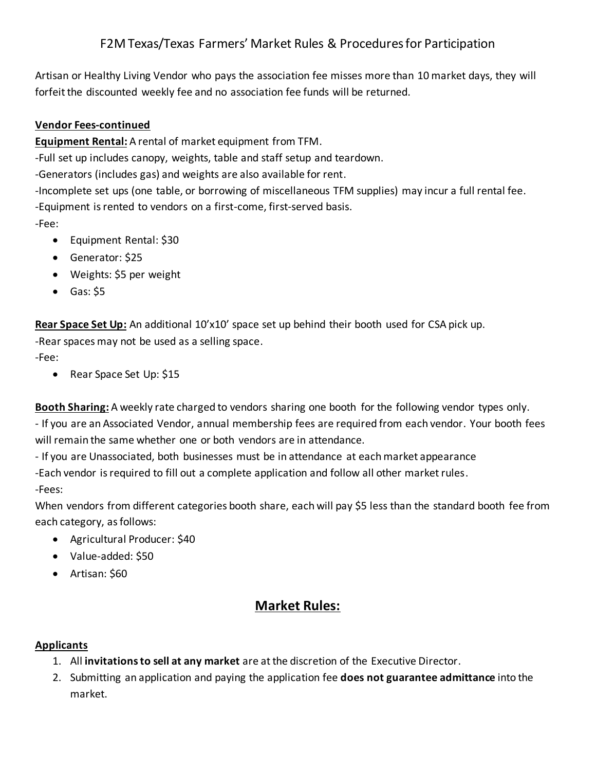# F2M Texas/Texas Farmers' Market Rules & Procedures for Participation

Artisan or Healthy Living Vendor who pays the association fee misses more than 10 market days, they will forfeit the discounted weekly fee and no association fee funds will be returned.

**Vendor Fees-continued**

**Equipment Rental:** A rental of market equipment from TFM.

-Full set up includes canopy, weights, table and staff setup and teardown.

-Generators (includes gas) and weights are also available for rent.

-Incomplete set ups (one table, or borrowing of miscellaneous TFM supplies) may incur a full rental fee.

-Equipment is rented to vendors on a first-come, first-served basis.

-Fee:

- Equipment Rental: $30
- Generator: $25
- Weights: $5 per weight
- Gas: $5

**Rear Space Set Up:** An additional 10'x10' space set up behind their booth used for CSA pick up.

-Rear spaces may not be used as a selling space.

-Fee:

- Rear Space Set Up: $15

**Booth Sharing:** A weekly rate charged to vendors sharing one booth for the following vendor types only.

- If you are an Associated Vendor, annual membership fees are required from each vendor. Your booth fees will remain the same whether one or both vendors are in attendance.

- If you are Unassociated, both businesses must be in attendance at each market appearance

-Each vendor is required to fill out a complete application and follow all other market rules.

-Fees:

When vendors from different categories booth share, each will pay $5 less than the standard booth fee from each category, as follows:

- Agricultural Producer: $40
- Value-added: $50
- Artisan: $60

## Market Rules:

**Applicants**

1. All **invitations to sell at any market** are at the discretion of the Executive Director.
2. Submitting an application and paying the application fee **does not guarantee admittance** into the market.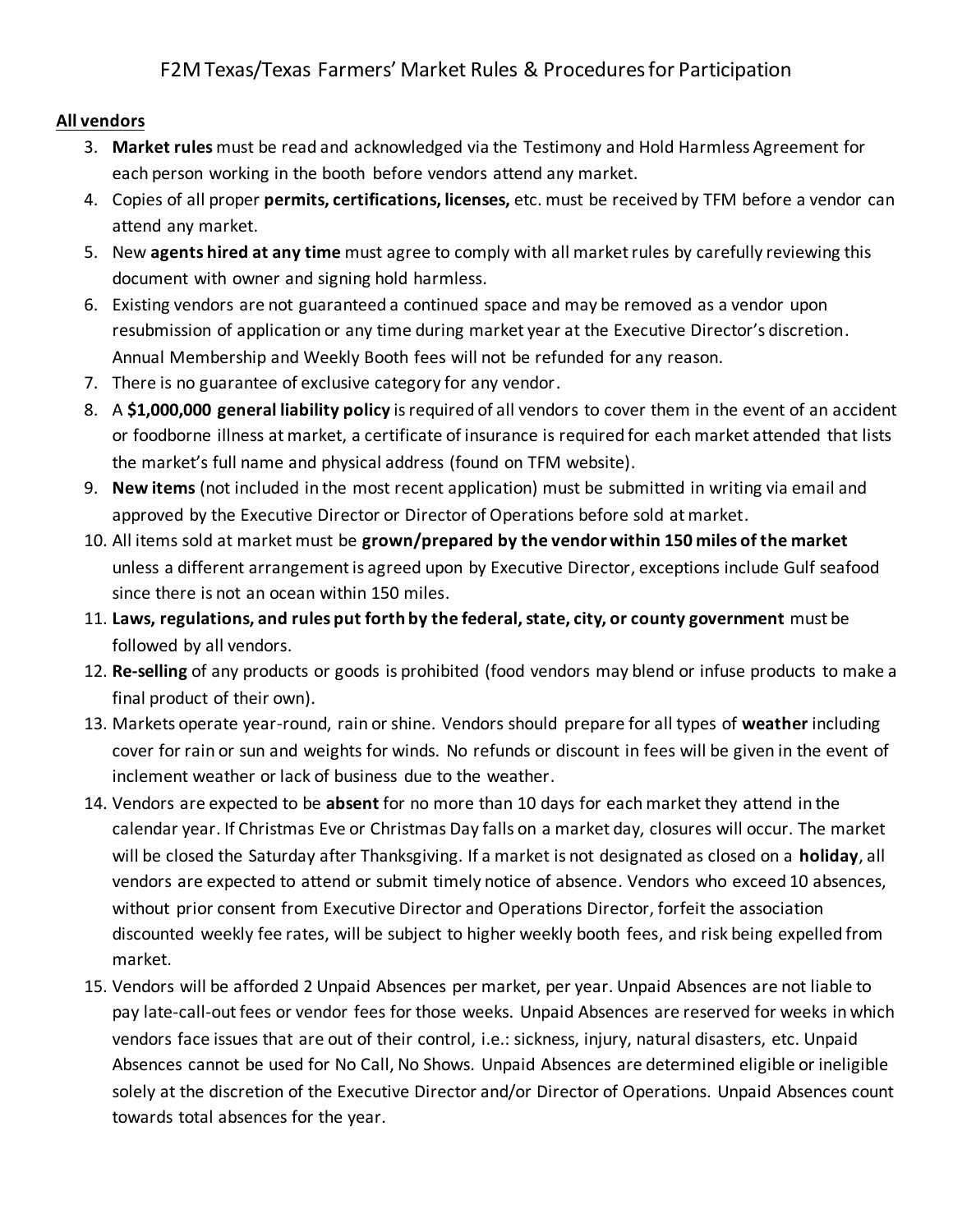# F2M Texas/Texas Farmers' Market Rules & Procedures for Participation

**All vendors**

3. **Market rules** must be read and acknowledged via the Testimony and Hold Harmless Agreement for each person working in the booth before vendors attend any market.
4. Copies of all proper **permits, certifications, licenses,** etc. must be received by TFM before a vendor can attend any market.
5. New **agents hired at any time** must agree to comply with all market rules by carefully reviewing this document with owner and signing hold harmless.
6. Existing vendors are not guaranteed a continued space and may be removed as a vendor upon resubmission of application or any time during market year at the Executive Director's discretion. Annual Membership and Weekly Booth fees will not be refunded for any reason.
7. There is no guarantee of exclusive category for any vendor.
8. A **$1,000,000 general liability policy** is required of all vendors to cover them in the event of an accident or foodborne illness at market, a certificate of insurance is required for each market attended that lists the market's full name and physical address (found on TFM website).
9. **New items** (not included in the most recent application) must be submitted in writing via email and approved by the Executive Director or Director of Operations before sold at market.
10. All items sold at market must be **grown/prepared by the vendor within 150 miles of the market** unless a different arrangement is agreed upon by Executive Director, exceptions include Gulf seafood since there is not an ocean within 150 miles.
11. **Laws, regulations, and rules put forth by the federal, state, city, or county government** must be followed by all vendors.
12. **Re-selling** of any products or goods is prohibited (food vendors may blend or infuse products to make a final product of their own).
13. Markets operate year-round, rain or shine. Vendors should prepare for all types of **weather** including cover for rain or sun and weights for winds. No refunds or discount in fees will be given in the event of inclement weather or lack of business due to the weather.
14. Vendors are expected to be **absent** for no more than 10 days for each market they attend in the calendar year. If Christmas Eve or Christmas Day falls on a market day, closures will occur. The market will be closed the Saturday after Thanksgiving. If a market is not designated as closed on a **holiday**, all vendors are expected to attend or submit timely notice of absence. Vendors who exceed 10 absences, without prior consent from Executive Director and Operations Director, forfeit the association discounted weekly fee rates, will be subject to higher weekly booth fees, and risk being expelled from market.
15. Vendors will be afforded 2 Unpaid Absences per market, per year. Unpaid Absences are not liable to pay late-call-out fees or vendor fees for those weeks. Unpaid Absences are reserved for weeks in which vendors face issues that are out of their control, i.e.: sickness, injury, natural disasters, etc. Unpaid Absences cannot be used for No Call, No Shows. Unpaid Absences are determined eligible or ineligible solely at the discretion of the Executive Director and/or Director of Operations. Unpaid Absences count towards total absences for the year.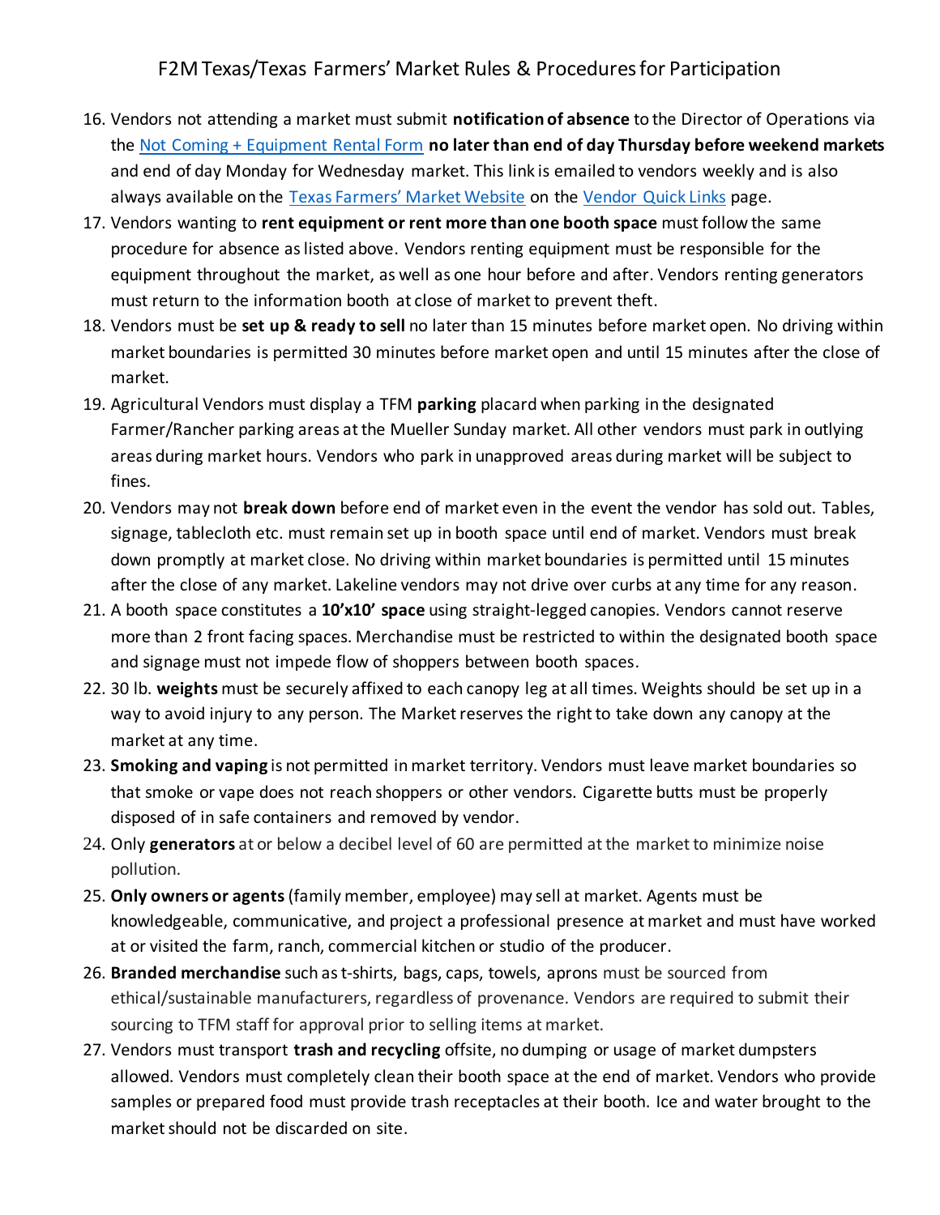16. Vendors not attending a market must submit **notification of absence** to the Director of Operations via the Not Coming + Equipment Rental Form **no later than end of day Thursday before weekend markets** and end of day Monday for Wednesday market. This link is emailed to vendors weekly and is also always available on the Texas Farmers' Market Website on the Vendor Quick Links page.
17. Vendors wanting to **rent equipment or rent more than one booth space** must follow the same procedure for absence as listed above. Vendors renting equipment must be responsible for the equipment throughout the market, as well as one hour before and after. Vendors renting generators must return to the information booth at close of market to prevent theft.
18. Vendors must be **set up & ready to sell** no later than 15 minutes before market open. No driving within market boundaries is permitted 30 minutes before market open and until 15 minutes after the close of market.
19. Agricultural Vendors must display a TFM **parking** placard when parking in the designated Farmer/Rancher parking areas at the Mueller Sunday market. All other vendors must park in outlying areas during market hours. Vendors who park in unapproved areas during market will be subject to fines.
20. Vendors may not **break down** before end of market even in the event the vendor has sold out. Tables, signage, tablecloth etc. must remain set up in booth space until end of market. Vendors must break down promptly at market close. No driving within market boundaries is permitted until 15 minutes after the close of any market. Lakeline vendors may not drive over curbs at any time for any reason.
21. A booth space constitutes a **10'x10' space** using straight-legged canopies. Vendors cannot reserve more than 2 front facing spaces. Merchandise must be restricted to within the designated booth space and signage must not impede flow of shoppers between booth spaces.
22. 30 lb. **weights** must be securely affixed to each canopy leg at all times. Weights should be set up in a way to avoid injury to any person. The Market reserves the right to take down any canopy at the market at any time.
23. **Smoking and vaping** is not permitted in market territory. Vendors must leave market boundaries so that smoke or vape does not reach shoppers or other vendors. Cigarette butts must be properly disposed of in safe containers and removed by vendor.
24. Only **generators** at or below a decibel level of 60 are permitted at the market to minimize noise pollution.
25. **Only owners or agents** (family member, employee) may sell at market. Agents must be knowledgeable, communicative, and project a professional presence at market and must have worked at or visited the farm, ranch, commercial kitchen or studio of the producer.
26. **Branded merchandise** such as t-shirts, bags, caps, towels, aprons must be sourced from ethical/sustainable manufacturers, regardless of provenance. Vendors are required to submit their sourcing to TFM staff for approval prior to selling items at market.
27. Vendors must transport **trash and recycling** offsite, no dumping or usage of market dumpsters allowed. Vendors must completely clean their booth space at the end of market. Vendors who provide samples or prepared food must provide trash receptacles at their booth. Ice and water brought to the market should not be discarded on site.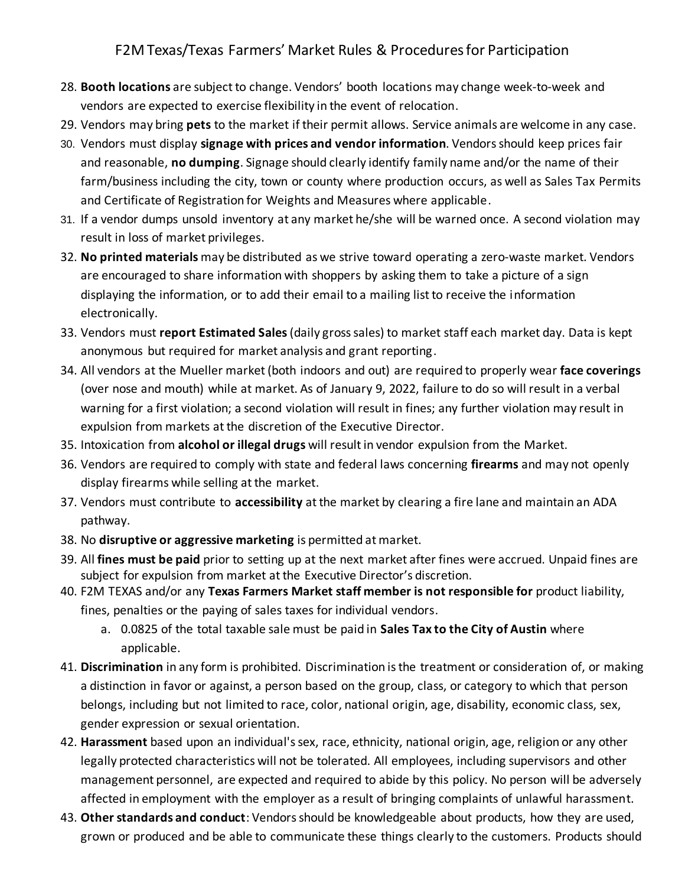28. **Booth locations** are subject to change. Vendors' booth locations may change week-to-week and vendors are expected to exercise flexibility in the event of relocation.
29. Vendors may bring **pets** to the market if their permit allows. Service animals are welcome in any case.
30. Vendors must display **signage with prices and vendor information**. Vendors should keep prices fair and reasonable, **no dumping**. Signage should clearly identify family name and/or the name of their farm/business including the city, town or county where production occurs, as well as Sales Tax Permits and Certificate of Registration for Weights and Measures where applicable.
31. If a vendor dumps unsold inventory at any market he/she will be warned once. A second violation may result in loss of market privileges.
32. **No printed materials** may be distributed as we strive toward operating a zero-waste market. Vendors are encouraged to share information with shoppers by asking them to take a picture of a sign displaying the information, or to add their email to a mailing list to receive the information electronically.
33. Vendors must **report Estimated Sales** (daily gross sales) to market staff each market day. Data is kept anonymous but required for market analysis and grant reporting.
34. All vendors at the Mueller market (both indoors and out) are required to properly wear **face coverings** (over nose and mouth) while at market. As of January 9, 2022, failure to do so will result in a verbal warning for a first violation; a second violation will result in fines; any further violation may result in expulsion from markets at the discretion of the Executive Director.
35. Intoxication from **alcohol or illegal drugs** will result in vendor expulsion from the Market.
36. Vendors are required to comply with state and federal laws concerning **firearms** and may not openly display firearms while selling at the market.
37. Vendors must contribute to **accessibility** at the market by clearing a fire lane and maintain an ADA pathway.
38. No **disruptive or aggressive marketing** is permitted at market.
39. All **fines must be paid** prior to setting up at the next market after fines were accrued. Unpaid fines are subject for expulsion from market at the Executive Director's discretion.
40. F2M TEXAS and/or any **Texas Farmers Market staff member is not responsible for** product liability, fines, penalties or the paying of sales taxes for individual vendors.
    a. 0.0825 of the total taxable sale must be paid in **Sales Tax to the City of Austin** where applicable.
41. **Discrimination** in any form is prohibited. Discrimination is the treatment or consideration of, or making a distinction in favor or against, a person based on the group, class, or category to which that person belongs, including but not limited to race, color, national origin, age, disability, economic class, sex, gender expression or sexual orientation.
42. **Harassment** based upon an individual's sex, race, ethnicity, national origin, age, religion or any other legally protected characteristics will not be tolerated. All employees, including supervisors and other management personnel, are expected and required to abide by this policy. No person will be adversely affected in employment with the employer as a result of bringing complaints of unlawful harassment.
43. **Other standards and conduct**: Vendors should be knowledgeable about products, how they are used, grown or produced and be able to communicate these things clearly to the customers. Products should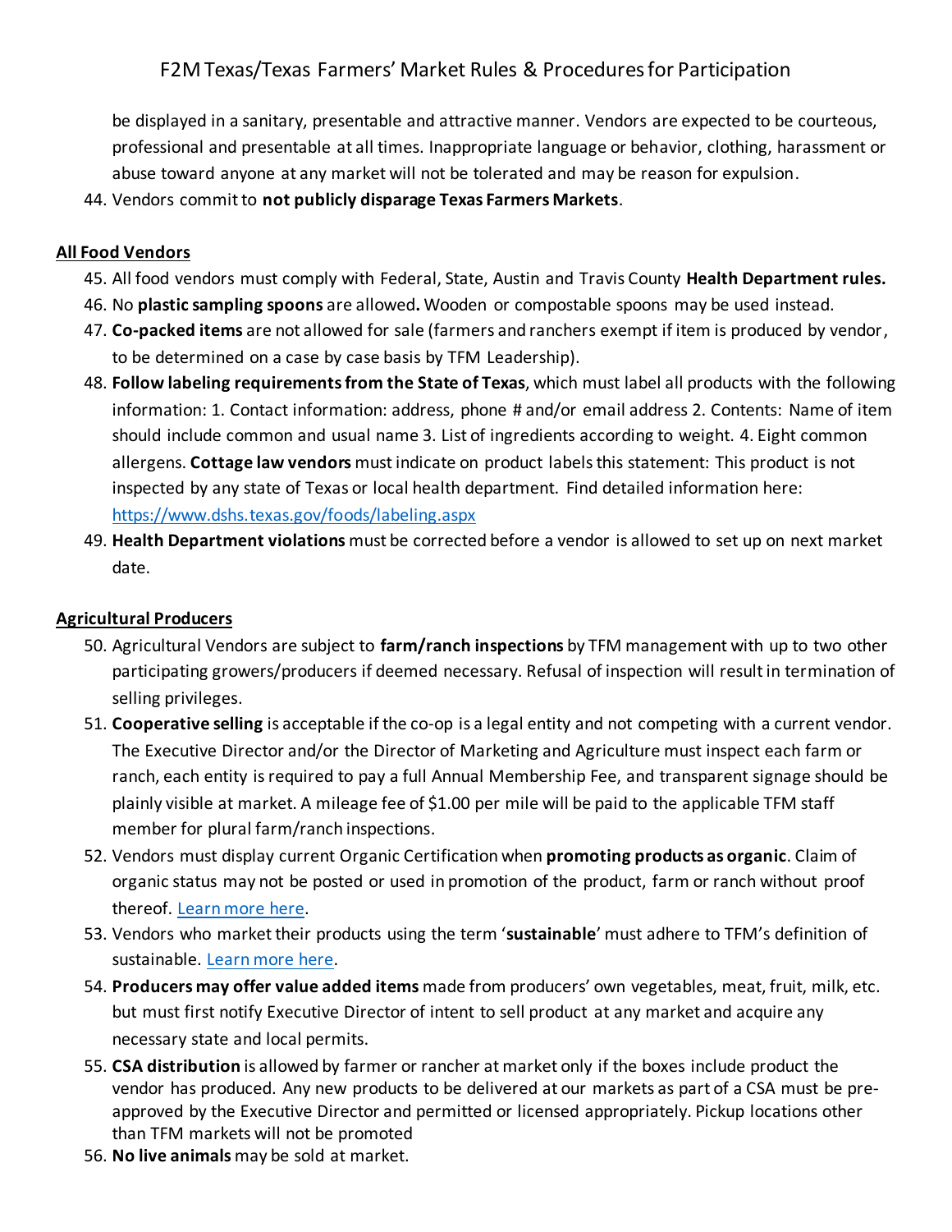be displayed in a sanitary, presentable and attractive manner. Vendors are expected to be courteous, professional and presentable at all times. Inappropriate language or behavior, clothing, harassment or abuse toward anyone at any market will not be tolerated and may be reason for expulsion.

44. Vendors commit to **not publicly disparage Texas Farmers Markets**.

**All Food Vendors**

45. All food vendors must comply with Federal, State, Austin and Travis County **Health Department rules.**
46. No **plastic sampling spoons** are allowed**.** Wooden or compostable spoons may be used instead.
47. **Co-packed items** are not allowed for sale (farmers and ranchers exempt if item is produced by vendor, to be determined on a case by case basis by TFM Leadership).
48. **Follow labeling requirements from the State of Texas**, which must label all products with the following information: 1. Contact information: address, phone # and/or email address 2. Contents: Name of item should include common and usual name 3. List of ingredients according to weight. 4. Eight common allergens. **Cottage law vendors** must indicate on product labels this statement: This product is not inspected by any state of Texas or local health department. Find detailed information here: [https://www.dshs.texas.gov/foods/labeling.aspx](https://www.dshs.texas.gov/foods/labeling.aspx)
49. **Health Department violations** must be corrected before a vendor is allowed to set up on next market date.

**Agricultural Producers**

50. Agricultural Vendors are subject to **farm/ranch inspections** by TFM management with up to two other participating growers/producers if deemed necessary. Refusal of inspection will result in termination of selling privileges.
51. **Cooperative selling** is acceptable if the co-op is a legal entity and not competing with a current vendor. The Executive Director and/or the Director of Marketing and Agriculture must inspect each farm or ranch, each entity is required to pay a full Annual Membership Fee, and transparent signage should be plainly visible at market. A mileage fee of $1.00 per mile will be paid to the applicable TFM staff member for plural farm/ranch inspections.
52. Vendors must display current Organic Certification when **promoting products as organic**. Claim of organic status may not be posted or used in promotion of the product, farm or ranch without proof thereof. Learn more here.
53. Vendors who market their products using the term '**sustainable**' must adhere to TFM's definition of sustainable. Learn more here.
54. **Producers may offer value added items** made from producers' own vegetables, meat, fruit, milk, etc. but must first notify Executive Director of intent to sell product at any market and acquire any necessary state and local permits.
55. **CSA distribution** is allowed by farmer or rancher at market only if the boxes include product the vendor has produced. Any new products to be delivered at our markets as part of a CSA must be pre-approved by the Executive Director and permitted or licensed appropriately. Pickup locations other than TFM markets will not be promoted
56. **No live animals** may be sold at market.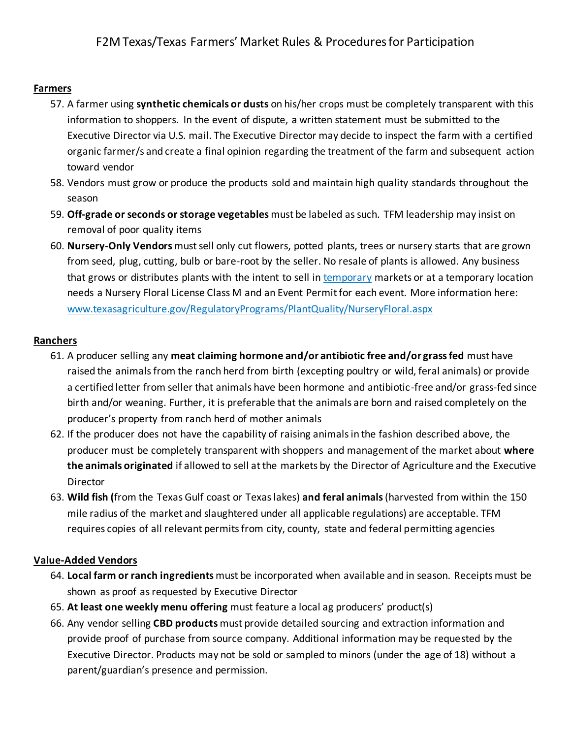# F2M Texas/Texas Farmers' Market Rules & Procedures for Participation

**Farmers**

57. A farmer using **synthetic chemicals or dusts** on his/her crops must be completely transparent with this information to shoppers. In the event of dispute, a written statement must be submitted to the Executive Director via U.S. mail. The Executive Director may decide to inspect the farm with a certified organic farmer/s and create a final opinion regarding the treatment of the farm and subsequent action toward vendor
58. Vendors must grow or produce the products sold and maintain high quality standards throughout the season
59. **Off-grade or seconds or storage vegetables** must be labeled as such. TFM leadership may insist on removal of poor quality items
60. **Nursery-Only Vendors** must sell only cut flowers, potted plants, trees or nursery starts that are grown from seed, plug, cutting, bulb or bare-root by the seller. No resale of plants is allowed. Any business that grows or distributes plants with the intent to sell in temporary markets or at a temporary location needs a Nursery Floral License Class M and an Event Permit for each event. More information here: www.texasagriculture.gov/RegulatoryPrograms/PlantQuality/NurseryFloral.aspx

**Ranchers**

61. A producer selling any **meat claiming hormone and/or antibiotic free and/or grass fed** must have raised the animals from the ranch herd from birth (excepting poultry or wild, feral animals) or provide a certified letter from seller that animals have been hormone and antibiotic-free and/or grass-fed since birth and/or weaning. Further, it is preferable that the animals are born and raised completely on the producer's property from ranch herd of mother animals
62. If the producer does not have the capability of raising animals in the fashion described above, the producer must be completely transparent with shoppers and management of the market about **where the animals originated** if allowed to sell at the markets by the Director of Agriculture and the Executive Director
63. **Wild fish (**from the Texas Gulf coast or Texas lakes) **and feral animals** (harvested from within the 150 mile radius of the market and slaughtered under all applicable regulations) are acceptable. TFM requires copies of all relevant permits from city, county, state and federal permitting agencies

**Value-Added Vendors**

64. **Local farm or ranch ingredients** must be incorporated when available and in season. Receipts must be shown as proof as requested by Executive Director
65. **At least one weekly menu offering** must feature a local ag producers' product(s)
66. Any vendor selling **CBD products** must provide detailed sourcing and extraction information and provide proof of purchase from source company. Additional information may be requested by the Executive Director. Products may not be sold or sampled to minors (under the age of 18) without a parent/guardian's presence and permission.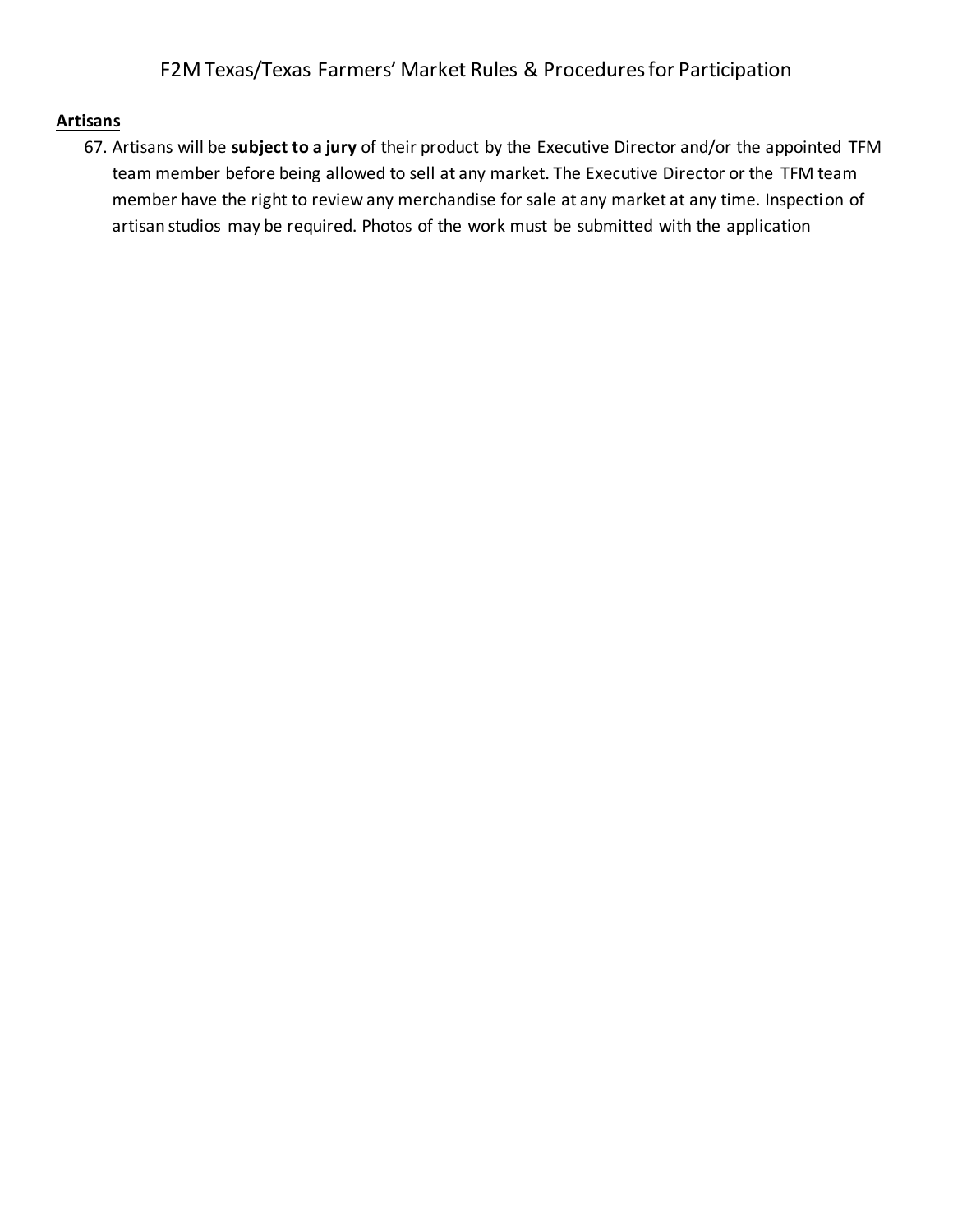**Artisans**

67. Artisans will be **subject to a jury** of their product by the Executive Director and/or the appointed TFM team member before being allowed to sell at any market. The Executive Director or the TFM team member have the right to review any merchandise for sale at any market at any time. Inspection of artisan studios may be required. Photos of the work must be submitted with the application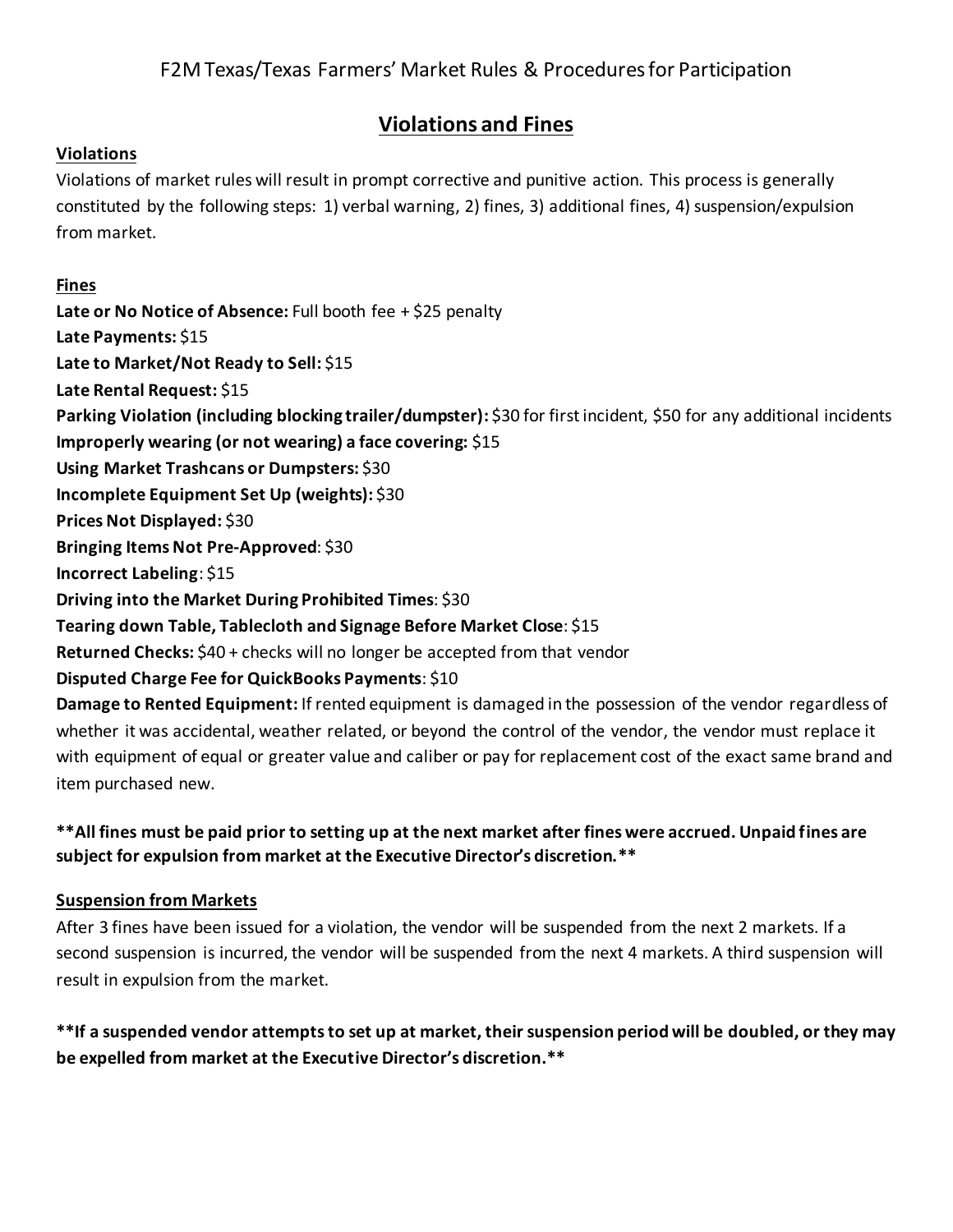F2M Texas/Texas Farmers' Market Rules & Procedures for Participation

## Violations and Fines

### Violations

Violations of market rules will result in prompt corrective and punitive action. This process is generally constituted by the following steps: 1) verbal warning, 2) fines, 3) additional fines, 4) suspension/expulsion from market.

### Fines

**Late or No Notice of Absence:** Full booth fee + $25 penalty
**Late Payments:** $15
**Late to Market/Not Ready to Sell:** $15
**Late Rental Request:** $15
**Parking Violation (including blocking trailer/dumpster):** $30 for first incident, $50 for any additional incidents
**Improperly wearing (or not wearing) a face covering:** $15
**Using Market Trashcans or Dumpsters:** $30
**Incomplete Equipment Set Up (weights):** $30
**Prices Not Displayed:** $30
**Bringing Items Not Pre-Approved**: $30
**Incorrect Labeling**: $15
**Driving into the Market During Prohibited Times**: $30
**Tearing down Table, Tablecloth and Signage Before Market Close**: $15
**Returned Checks:** $40 + checks will no longer be accepted from that vendor
**Disputed Charge Fee for QuickBooks Payments**: $10
**Damage to Rented Equipment:** If rented equipment is damaged in the possession of the vendor regardless of whether it was accidental, weather related, or beyond the control of the vendor, the vendor must replace it with equipment of equal or greater value and caliber or pay for replacement cost of the exact same brand and item purchased new.

**\*\*All fines must be paid prior to setting up at the next market after fines were accrued. Unpaid fines are subject for expulsion from market at the Executive Director's discretion.\*\***

### Suspension from Markets

After 3 fines have been issued for a violation, the vendor will be suspended from the next 2 markets. If a second suspension is incurred, the vendor will be suspended from the next 4 markets. A third suspension will result in expulsion from the market.

**\*\*If a suspended vendor attempts to set up at market, their suspension period will be doubled, or they may be expelled from market at the Executive Director's discretion.\*\***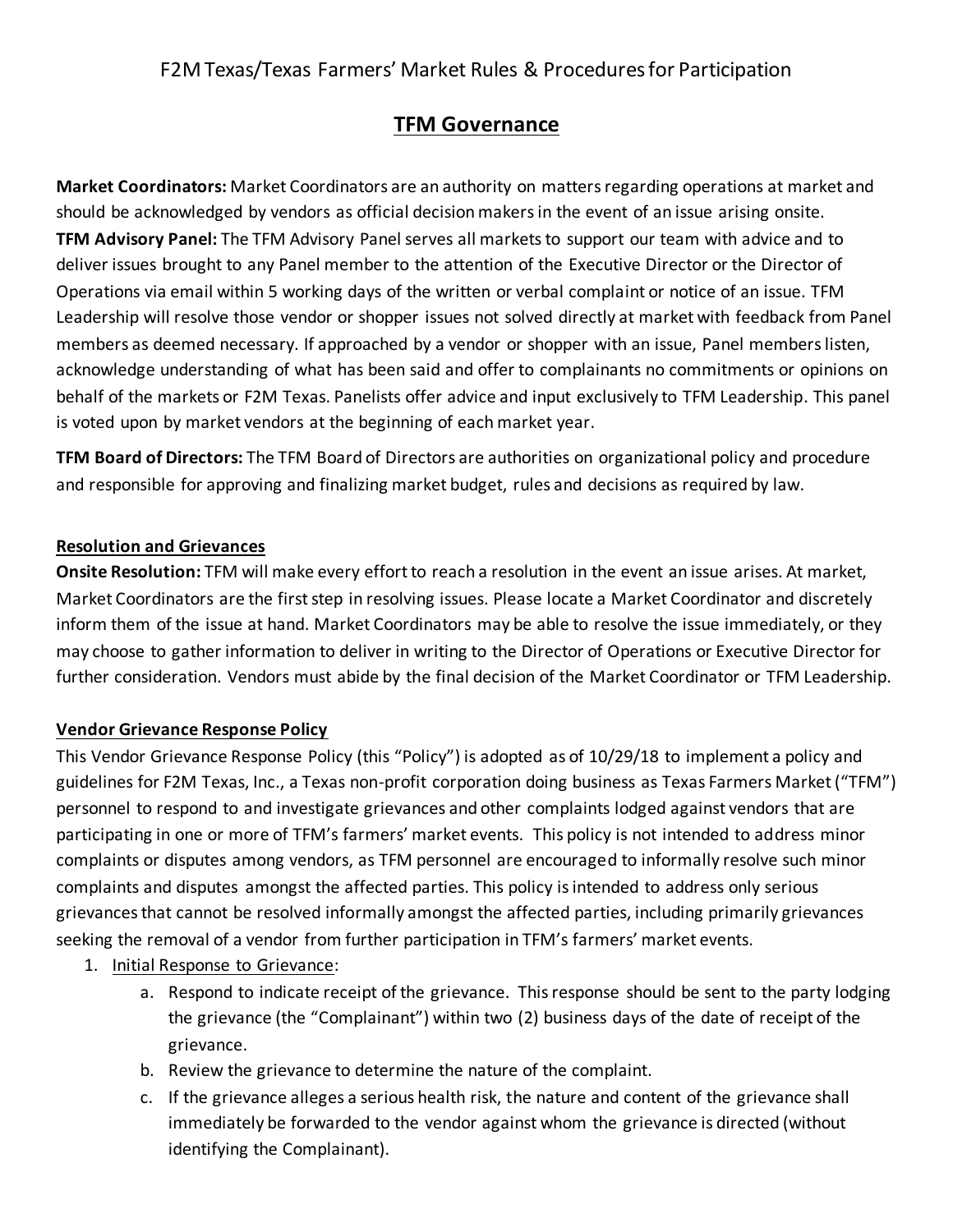F2M Texas/Texas Farmers' Market Rules & Procedures for Participation

## TFM Governance

**Market Coordinators:** Market Coordinators are an authority on matters regarding operations at market and should be acknowledged by vendors as official decision makers in the event of an issue arising onsite.

**TFM Advisory Panel:** The TFM Advisory Panel serves all markets to support our team with advice and to deliver issues brought to any Panel member to the attention of the Executive Director or the Director of Operations via email within 5 working days of the written or verbal complaint or notice of an issue. TFM Leadership will resolve those vendor or shopper issues not solved directly at market with feedback from Panel members as deemed necessary. If approached by a vendor or shopper with an issue, Panel members listen, acknowledge understanding of what has been said and offer to complainants no commitments or opinions on behalf of the markets or F2M Texas. Panelists offer advice and input exclusively to TFM Leadership. This panel is voted upon by market vendors at the beginning of each market year.

**TFM Board of Directors:** The TFM Board of Directors are authorities on organizational policy and procedure and responsible for approving and finalizing market budget, rules and decisions as required by law.

### Resolution and Grievances

**Onsite Resolution:** TFM will make every effort to reach a resolution in the event an issue arises. At market, Market Coordinators are the first step in resolving issues. Please locate a Market Coordinator and discretely inform them of the issue at hand. Market Coordinators may be able to resolve the issue immediately, or they may choose to gather information to deliver in writing to the Director of Operations or Executive Director for further consideration. Vendors must abide by the final decision of the Market Coordinator or TFM Leadership.

### Vendor Grievance Response Policy

This Vendor Grievance Response Policy (this "Policy") is adopted as of 10/29/18 to implement a policy and guidelines for F2M Texas, Inc., a Texas non-profit corporation doing business as Texas Farmers Market ("TFM") personnel to respond to and investigate grievances and other complaints lodged against vendors that are participating in one or more of TFM's farmers' market events. This policy is not intended to address minor complaints or disputes among vendors, as TFM personnel are encouraged to informally resolve such minor complaints and disputes amongst the affected parties. This policy is intended to address only serious grievances that cannot be resolved informally amongst the affected parties, including primarily grievances seeking the removal of a vendor from further participation in TFM's farmers' market events.

1. Initial Response to Grievance:
    a. Respond to indicate receipt of the grievance. This response should be sent to the party lodging the grievance (the "Complainant") within two (2) business days of the date of receipt of the grievance.
    b. Review the grievance to determine the nature of the complaint.
    c. If the grievance alleges a serious health risk, the nature and content of the grievance shall immediately be forwarded to the vendor against whom the grievance is directed (without identifying the Complainant).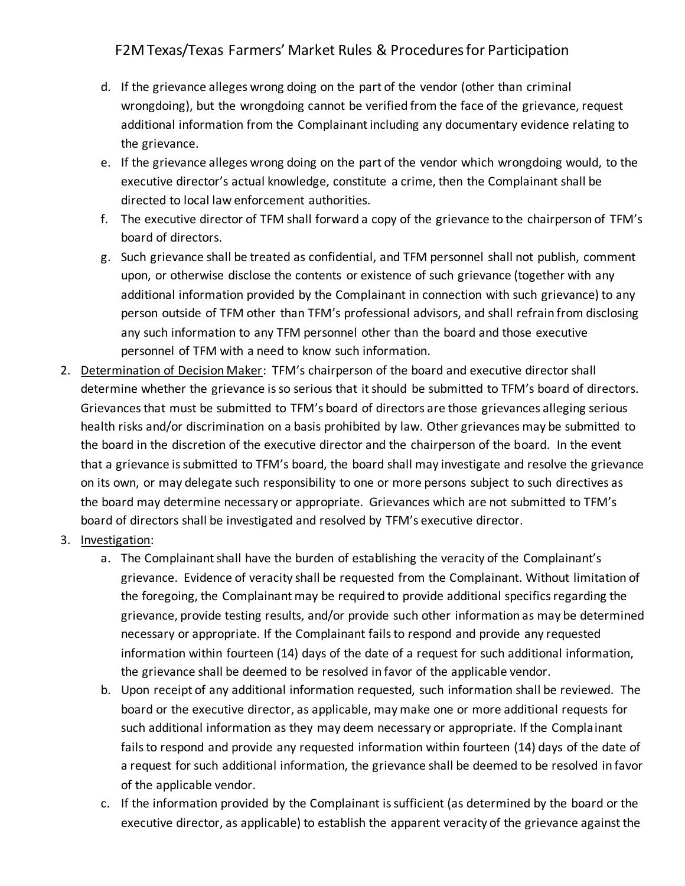d. If the grievance alleges wrong doing on the part of the vendor (other than criminal wrongdoing), but the wrongdoing cannot be verified from the face of the grievance, request additional information from the Complainant including any documentary evidence relating to the grievance.
e. If the grievance alleges wrong doing on the part of the vendor which wrongdoing would, to the executive director's actual knowledge, constitute a crime, then the Complainant shall be directed to local law enforcement authorities.
f. The executive director of TFM shall forward a copy of the grievance to the chairperson of TFM's board of directors.
g. Such grievance shall be treated as confidential, and TFM personnel shall not publish, comment upon, or otherwise disclose the contents or existence of such grievance (together with any additional information provided by the Complainant in connection with such grievance) to any person outside of TFM other than TFM's professional advisors, and shall refrain from disclosing any such information to any TFM personnel other than the board and those executive personnel of TFM with a need to know such information.

2. <u>Determination of Decision Maker</u>: TFM's chairperson of the board and executive director shall determine whether the grievance is so serious that it should be submitted to TFM's board of directors. Grievances that must be submitted to TFM's board of directors are those grievances alleging serious health risks and/or discrimination on a basis prohibited by law. Other grievances may be submitted to the board in the discretion of the executive director and the chairperson of the board. In the event that a grievance is submitted to TFM's board, the board shall may investigate and resolve the grievance on its own, or may delegate such responsibility to one or more persons subject to such directives as the board may determine necessary or appropriate. Grievances which are not submitted to TFM's board of directors shall be investigated and resolved by TFM's executive director.
3. <u>Investigation</u>:
   a. The Complainant shall have the burden of establishing the veracity of the Complainant's grievance. Evidence of veracity shall be requested from the Complainant. Without limitation of the foregoing, the Complainant may be required to provide additional specifics regarding the grievance, provide testing results, and/or provide such other information as may be determined necessary or appropriate. If the Complainant fails to respond and provide any requested information within fourteen (14) days of the date of a request for such additional information, the grievance shall be deemed to be resolved in favor of the applicable vendor.
   b. Upon receipt of any additional information requested, such information shall be reviewed. The board or the executive director, as applicable, may make one or more additional requests for such additional information as they may deem necessary or appropriate. If the Complainant fails to respond and provide any requested information within fourteen (14) days of the date of a request for such additional information, the grievance shall be deemed to be resolved in favor of the applicable vendor.
   c. If the information provided by the Complainant is sufficient (as determined by the board or the executive director, as applicable) to establish the apparent veracity of the grievance against the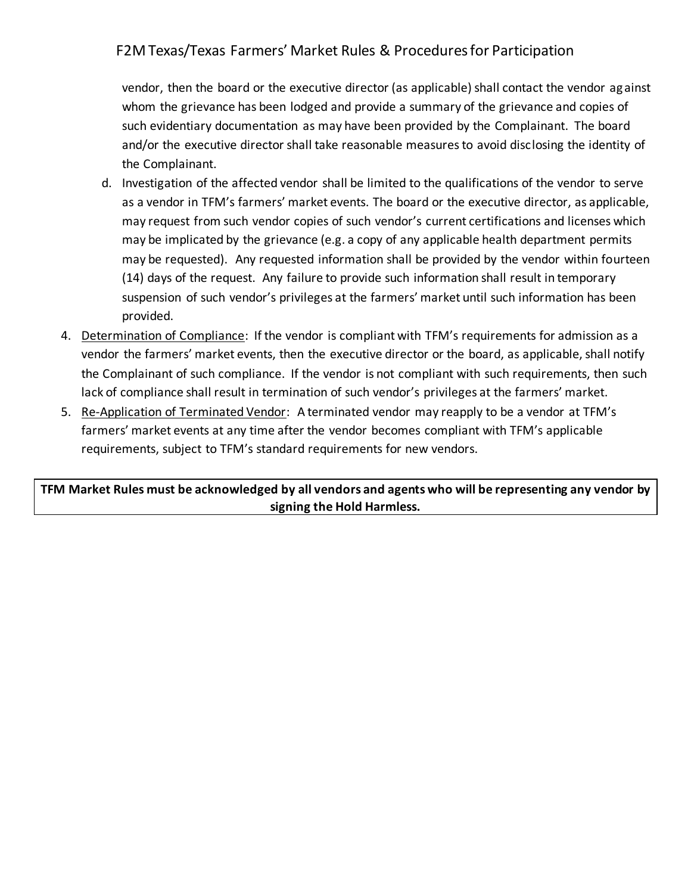vendor, then the board or the executive director (as applicable) shall contact the vendor against whom the grievance has been lodged and provide a summary of the grievance and copies of such evidentiary documentation as may have been provided by the Complainant. The board and/or the executive director shall take reasonable measures to avoid disclosing the identity of the Complainant.

   d. Investigation of the affected vendor shall be limited to the qualifications of the vendor to serve as a vendor in TFM's farmers' market events. The board or the executive director, as applicable, may request from such vendor copies of such vendor's current certifications and licenses which may be implicated by the grievance (e.g. a copy of any applicable health department permits may be requested). Any requested information shall be provided by the vendor within fourteen (14) days of the request. Any failure to provide such information shall result in temporary suspension of such vendor's privileges at the farmers' market until such information has been provided.

4. <u>Determination of Compliance</u>: If the vendor is compliant with TFM's requirements for admission as a vendor the farmers' market events, then the executive director or the board, as applicable, shall notify the Complainant of such compliance. If the vendor is not compliant with such requirements, then such lack of compliance shall result in termination of such vendor's privileges at the farmers' market.
5. <u>Re-Application of Terminated Vendor</u>: A terminated vendor may reapply to be a vendor at TFM's farmers' market events at any time after the vendor becomes compliant with TFM's applicable requirements, subject to TFM's standard requirements for new vendors.

**TFM Market Rules must be acknowledged by all vendors and agents who will be representing any vendor by signing the Hold Harmless.**